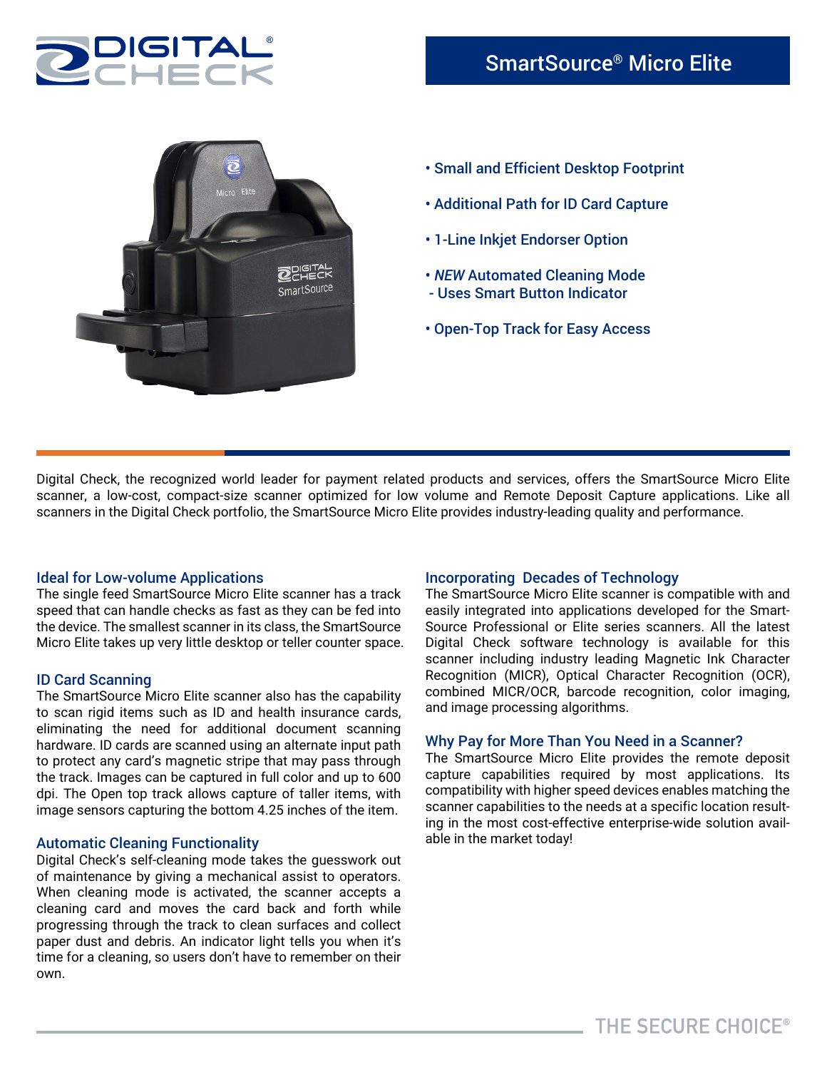# SmartSource® Micro Elite

- Small and Efficient Desktop Footprint
- Additional Path for ID Card Capture
- 1-Line Inkjet Endorser Option
- *NEW* Automated Cleaning Mode
  - Uses Smart Button Indicator
- Open-Top Track for Easy Access

Digital Check, the recognized world leader for payment related products and services, offers the SmartSource Micro Elite scanner, a low-cost, compact-size scanner optimized for low volume and Remote Deposit Capture applications. Like all scanners in the Digital Check portfolio, the SmartSource Micro Elite provides industry-leading quality and performance.

## Ideal for Low-volume Applications

The single feed SmartSource Micro Elite scanner has a track speed that can handle checks as fast as they can be fed into the device. The smallest scanner in its class, the SmartSource Micro Elite takes up very little desktop or teller counter space.

## ID Card Scanning

The SmartSource Micro Elite scanner also has the capability to scan rigid items such as ID and health insurance cards, eliminating the need for additional document scanning hardware. ID cards are scanned using an alternate input path to protect any card's magnetic stripe that may pass through the track. Images can be captured in full color and up to 600 dpi. The Open top track allows capture of taller items, with image sensors capturing the bottom 4.25 inches of the item.

## Automatic Cleaning Functionality

Digital Check's self-cleaning mode takes the guesswork out of maintenance by giving a mechanical assist to operators. When cleaning mode is activated, the scanner accepts a cleaning card and moves the card back and forth while progressing through the track to clean surfaces and collect paper dust and debris. An indicator light tells you when it's time for a cleaning, so users don't have to remember on their own.

## Incorporating Decades of Technology

The SmartSource Micro Elite scanner is compatible with and easily integrated into applications developed for the SmartSource Professional or Elite series scanners. All the latest Digital Check software technology is available for this scanner including industry leading Magnetic Ink Character Recognition (MICR), Optical Character Recognition (OCR), combined MICR/OCR, barcode recognition, color imaging, and image processing algorithms.

## Why Pay for More Than You Need in a Scanner?

The SmartSource Micro Elite provides the remote deposit capture capabilities required by most applications. Its compatibility with higher speed devices enables matching the scanner capabilities to the needs at a specific location resulting in the most cost-effective enterprise-wide solution available in the market today!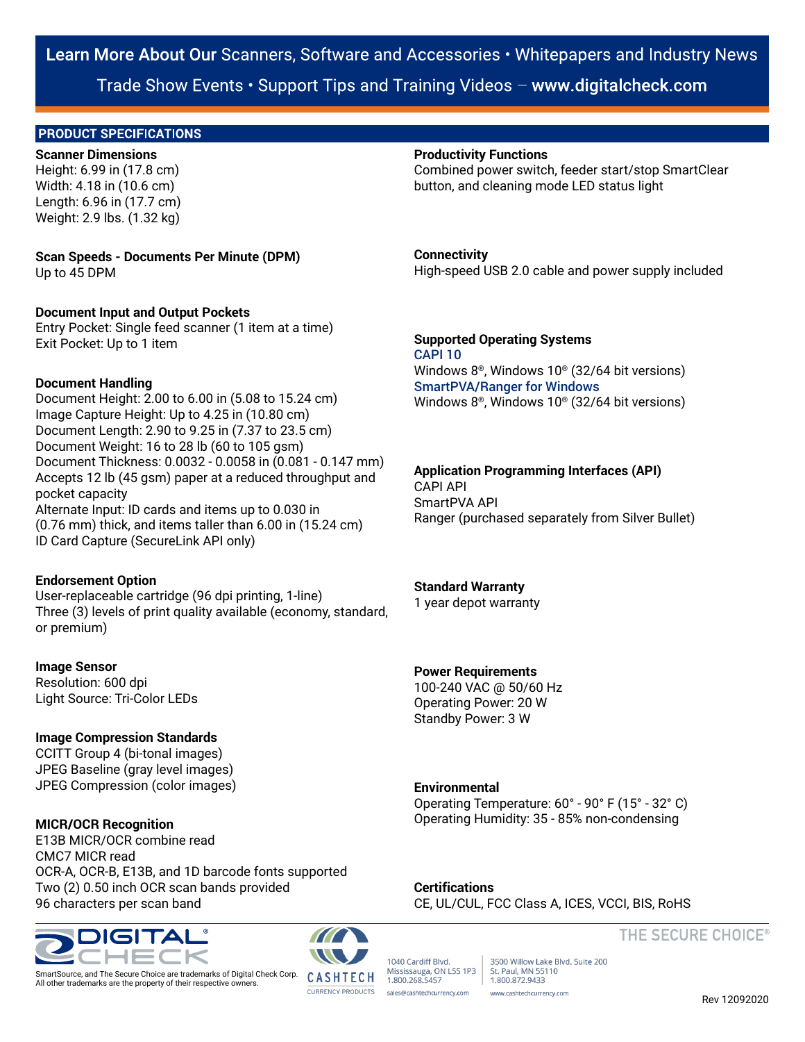**Learn More About Our** Scanners, Software and Accessories • Whitepapers and Industry News
Trade Show Events • Support Tips and Training Videos – **www.digitalcheck.com**

## PRODUCT SPECIFICATIONS

**Scanner Dimensions**
Height: 6.99 in (17.8 cm)
Width: 4.18 in (10.6 cm)
Length: 6.96 in (17.7 cm)
Weight: 2.9 lbs. (1.32 kg)

**Scan Speeds - Documents Per Minute (DPM)**
Up to 45 DPM

**Document Input and Output Pockets**
Entry Pocket: Single feed scanner (1 item at a time)
Exit Pocket: Up to 1 item

**Document Handling**
Document Height: 2.00 to 6.00 in (5.08 to 15.24 cm)
Image Capture Height: Up to 4.25 in (10.80 cm)
Document Length: 2.90 to 9.25 in (7.37 to 23.5 cm)
Document Weight: 16 to 28 lb (60 to 105 gsm)
Document Thickness: 0.0032 - 0.0058 in (0.081 - 0.147 mm)
Accepts 12 lb (45 gsm) paper at a reduced throughput and pocket capacity
Alternate Input: ID cards and items up to 0.030 in (0.76 mm) thick, and items taller than 6.00 in (15.24 cm)
ID Card Capture (SecureLink API only)

**Endorsement Option**
User-replaceable cartridge (96 dpi printing, 1-line)
Three (3) levels of print quality available (economy, standard, or premium)

**Image Sensor**
Resolution: 600 dpi
Light Source: Tri-Color LEDs

**Image Compression Standards**
CCITT Group 4 (bi-tonal images)
JPEG Baseline (gray level images)
JPEG Compression (color images)

**MICR/OCR Recognition**
E13B MICR/OCR combine read
CMC7 MICR read
OCR-A, OCR-B, E13B, and 1D barcode fonts supported
Two (2) 0.50 inch OCR scan bands provided
96 characters per scan band

**Productivity Functions**
Combined power switch, feeder start/stop SmartClear button, and cleaning mode LED status light

**Connectivity**
High-speed USB 2.0 cable and power supply included

**Supported Operating Systems**
CAPI 10
Windows 8®, Windows 10® (32/64 bit versions)
SmartPVA/Ranger for Windows
Windows 8®, Windows 10® (32/64 bit versions)

**Application Programming Interfaces (API)**
CAPI API
SmartPVA API
Ranger (purchased separately from Silver Bullet)

**Standard Warranty**
1 year depot warranty

**Power Requirements**
100-240 VAC @ 50/60 Hz
Operating Power: 20 W
Standby Power: 3 W

**Environmental**
Operating Temperature: 60° - 90° F (15° - 32° C)
Operating Humidity: 35 - 85% non-condensing

**Certifications**
CE, UL/CUL, FCC Class A, ICES, VCCI, BIS, RoHS

DIGITAL CHECK

SmartSource, and The Secure Choice are trademarks of Digital Check Corp.
All other trademarks are the property of their respective owners.

CASHTECH CURRENCY PRODUCTS

1040 Cardiff Blvd.
Mississauga, ON L5S 1P3
1.800.268.5457
sales@cashtechcurrency.com

3500 Willow Lake Blvd. Suite 200
St. Paul, MN 55110
1.800.872.9433
www.cashtechcurrency.com

THE SECURE CHOICE®

Rev 12092020